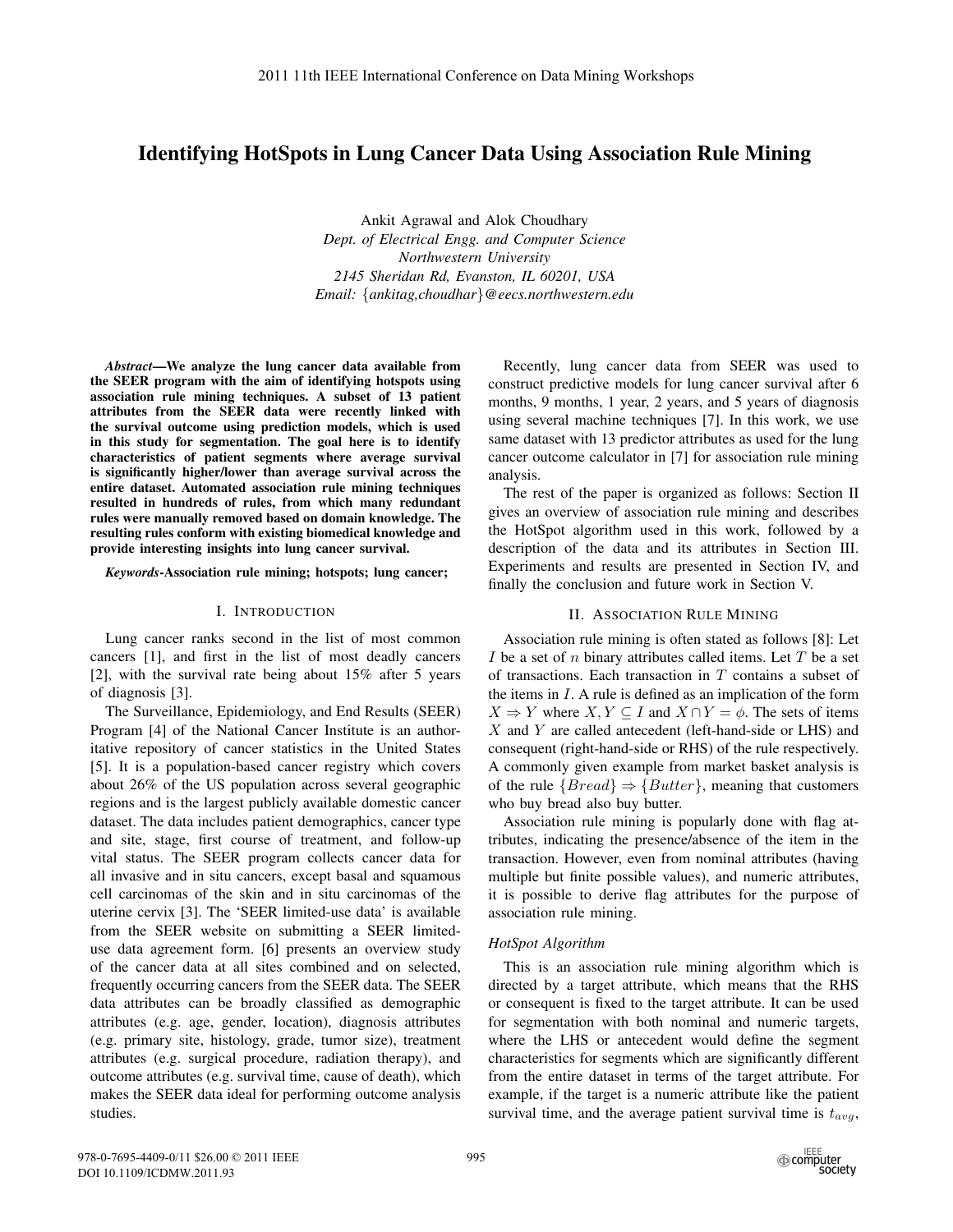# Identifying HotSpots in Lung Cancer Data Using Association Rule Mining

Ankit Agrawal and Alok Choudhary
*Dept. of Electrical Engg. and Computer Science*
*Northwestern University*
*2145 Sheridan Rd, Evanston, IL 60201, USA*
*Email: {ankitag,choudhar}@eecs.northwestern.edu*

***Abstract*—We analyze the lung cancer data available from the SEER program with the aim of identifying hotspots using association rule mining techniques. A subset of 13 patient attributes from the SEER data were recently linked with the survival outcome using prediction models, which is used in this study for segmentation. The goal here is to identify characteristics of patient segments where average survival is significantly higher/lower than average survival across the entire dataset. Automated association rule mining techniques resulted in hundreds of rules, from which many redundant rules were manually removed based on domain knowledge. The resulting rules conform with existing biomedical knowledge and provide interesting insights into lung cancer survival.**

***Keywords*-Association rule mining; hotspots; lung cancer;**

## I. Introduction

Lung cancer ranks second in the list of most common cancers [1], and first in the list of most deadly cancers [2], with the survival rate being about 15% after 5 years of diagnosis [3].

The Surveillance, Epidemiology, and End Results (SEER) Program [4] of the National Cancer Institute is an authoritative repository of cancer statistics in the United States [5]. It is a population-based cancer registry which covers about 26% of the US population across several geographic regions and is the largest publicly available domestic cancer dataset. The data includes patient demographics, cancer type and site, stage, first course of treatment, and follow-up vital status. The SEER program collects cancer data for all invasive and in situ cancers, except basal and squamous cell carcinomas of the skin and in situ carcinomas of the uterine cervix [3]. The 'SEER limited-use data' is available from the SEER website on submitting a SEER limited-use data agreement form. [6] presents an overview study of the cancer data at all sites combined and on selected, frequently occurring cancers from the SEER data. The SEER data attributes can be broadly classified as demographic attributes (e.g. age, gender, location), diagnosis attributes (e.g. primary site, histology, grade, tumor size), treatment attributes (e.g. surgical procedure, radiation therapy), and outcome attributes (e.g. survival time, cause of death), which makes the SEER data ideal for performing outcome analysis studies.

Recently, lung cancer data from SEER was used to construct predictive models for lung cancer survival after 6 months, 9 months, 1 year, 2 years, and 5 years of diagnosis using several machine techniques [7]. In this work, we use same dataset with 13 predictor attributes as used for the lung cancer outcome calculator in [7] for association rule mining analysis.

The rest of the paper is organized as follows: Section II gives an overview of association rule mining and describes the HotSpot algorithm used in this work, followed by a description of the data and its attributes in Section III. Experiments and results are presented in Section IV, and finally the conclusion and future work in Section V.

## II. Association Rule Mining

Association rule mining is often stated as follows [8]: Let $I$ be a set of $n$ binary attributes called items. Let $T$ be a set of transactions. Each transaction in $T$ contains a subset of the items in $I$. A rule is defined as an implication of the form $X \Rightarrow Y$ where $X, Y \subseteq I$ and $X \cap Y = \phi$. The sets of items $X$ and $Y$ are called antecedent (left-hand-side or LHS) and consequent (right-hand-side or RHS) of the rule respectively. A commonly given example from market basket analysis is of the rule $\{Bread\} \Rightarrow \{Butter\}$, meaning that customers who buy bread also buy butter.

Association rule mining is popularly done with flag attributes, indicating the presence/absence of the item in the transaction. However, even from nominal attributes (having multiple but finite possible values), and numeric attributes, it is possible to derive flag attributes for the purpose of association rule mining.

### *HotSpot Algorithm*

This is an association rule mining algorithm which is directed by a target attribute, which means that the RHS or consequent is fixed to the target attribute. It can be used for segmentation with both nominal and numeric targets, where the LHS or antecedent would define the segment characteristics for segments which are significantly different from the entire dataset in terms of the target attribute. For example, if the target is a numeric attribute like the patient survival time, and the average patient survival time is $t_{avg}$,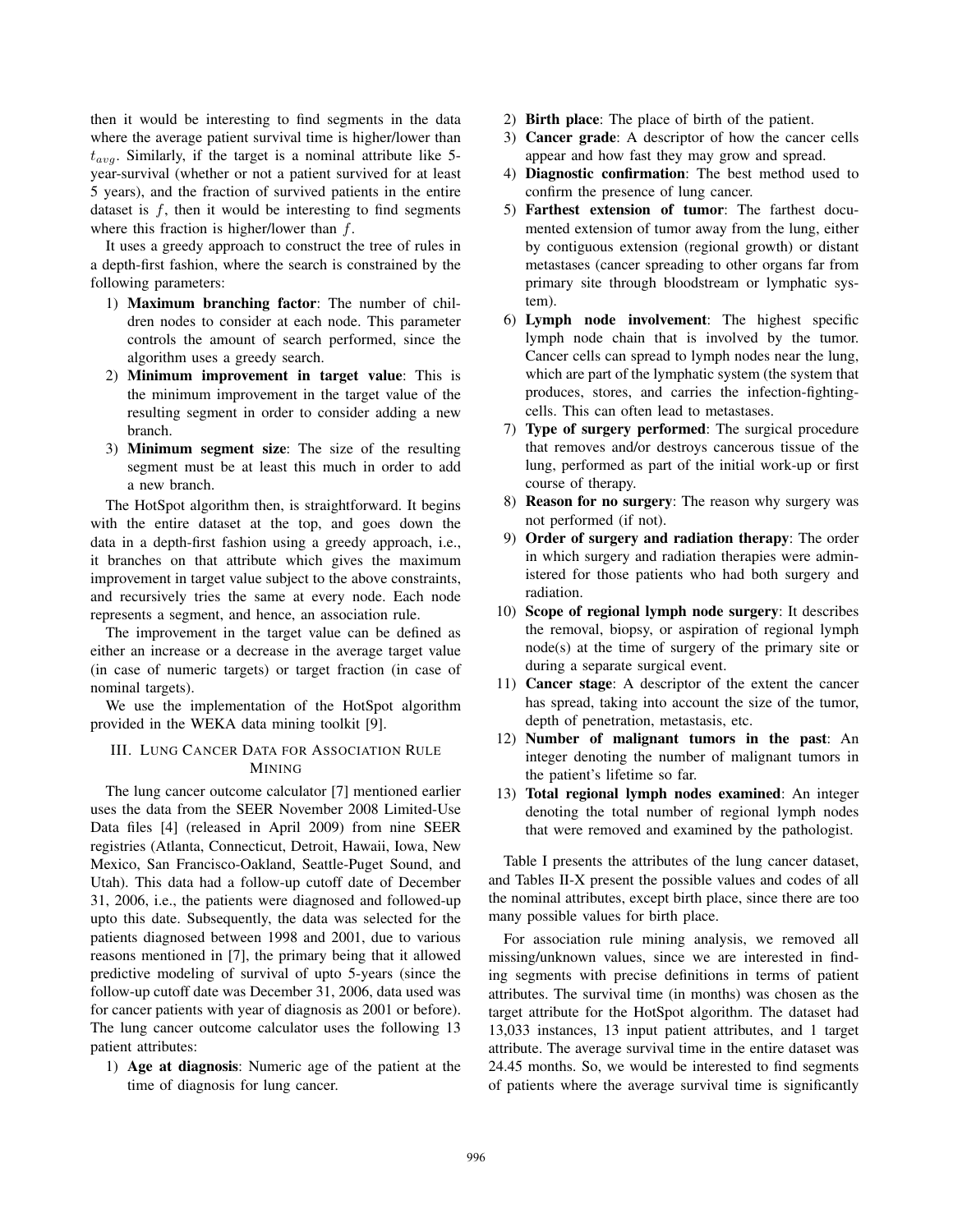then it would be interesting to find segments in the data where the average patient survival time is higher/lower than $t_{avg}$. Similarly, if the target is a nominal attribute like 5-year-survival (whether or not a patient survived for at least 5 years), and the fraction of survived patients in the entire dataset is $f$, then it would be interesting to find segments where this fraction is higher/lower than $f$.

It uses a greedy approach to construct the tree of rules in a depth-first fashion, where the search is constrained by the following parameters:

1) **Maximum branching factor**: The number of children nodes to consider at each node. This parameter controls the amount of search performed, since the algorithm uses a greedy search.
2) **Minimum improvement in target value**: This is the minimum improvement in the target value of the resulting segment in order to consider adding a new branch.
3) **Minimum segment size**: The size of the resulting segment must be at least this much in order to add a new branch.

The HotSpot algorithm then, is straightforward. It begins with the entire dataset at the top, and goes down the data in a depth-first fashion using a greedy approach, i.e., it branches on that attribute which gives the maximum improvement in target value subject to the above constraints, and recursively tries the same at every node. Each node represents a segment, and hence, an association rule.

The improvement in the target value can be defined as either an increase or a decrease in the average target value (in case of numeric targets) or target fraction (in case of nominal targets).

We use the implementation of the HotSpot algorithm provided in the WEKA data mining toolkit [9].

## III. Lung Cancer Data for Association Rule Mining

The lung cancer outcome calculator [7] mentioned earlier uses the data from the SEER November 2008 Limited-Use Data files [4] (released in April 2009) from nine SEER registries (Atlanta, Connecticut, Detroit, Hawaii, Iowa, New Mexico, San Francisco-Oakland, Seattle-Puget Sound, and Utah). This data had a follow-up cutoff date of December 31, 2006, i.e., the patients were diagnosed and followed-up upto this date. Subsequently, the data was selected for the patients diagnosed between 1998 and 2001, due to various reasons mentioned in [7], the primary being that it allowed predictive modeling of survival of upto 5-years (since the follow-up cutoff date was December 31, 2006, data used was for cancer patients with year of diagnosis as 2001 or before). The lung cancer outcome calculator uses the following 13 patient attributes:

1) **Age at diagnosis**: Numeric age of the patient at the time of diagnosis for lung cancer.
2) **Birth place**: The place of birth of the patient.
3) **Cancer grade**: A descriptor of how the cancer cells appear and how fast they may grow and spread.
4) **Diagnostic confirmation**: The best method used to confirm the presence of lung cancer.
5) **Farthest extension of tumor**: The farthest documented extension of tumor away from the lung, either by contiguous extension (regional growth) or distant metastases (cancer spreading to other organs far from primary site through bloodstream or lymphatic system).
6) **Lymph node involvement**: The highest specific lymph node chain that is involved by the tumor. Cancer cells can spread to lymph nodes near the lung, which are part of the lymphatic system (the system that produces, stores, and carries the infection-fighting-cells. This can often lead to metastases.
7) **Type of surgery performed**: The surgical procedure that removes and/or destroys cancerous tissue of the lung, performed as part of the initial work-up or first course of therapy.
8) **Reason for no surgery**: The reason why surgery was not performed (if not).
9) **Order of surgery and radiation therapy**: The order in which surgery and radiation therapies were administered for those patients who had both surgery and radiation.
10) **Scope of regional lymph node surgery**: It describes the removal, biopsy, or aspiration of regional lymph node(s) at the time of surgery of the primary site or during a separate surgical event.
11) **Cancer stage**: A descriptor of the extent the cancer has spread, taking into account the size of the tumor, depth of penetration, metastasis, etc.
12) **Number of malignant tumors in the past**: An integer denoting the number of malignant tumors in the patient's lifetime so far.
13) **Total regional lymph nodes examined**: An integer denoting the total number of regional lymph nodes that were removed and examined by the pathologist.

Table I presents the attributes of the lung cancer dataset, and Tables II-X present the possible values and codes of all the nominal attributes, except birth place, since there are too many possible values for birth place.

For association rule mining analysis, we removed all missing/unknown values, since we are interested in finding segments with precise definitions in terms of patient attributes. The survival time (in months) was chosen as the target attribute for the HotSpot algorithm. The dataset had 13,033 instances, 13 input patient attributes, and 1 target attribute. The average survival time in the entire dataset was 24.45 months. So, we would be interested to find segments of patients where the average survival time is significantly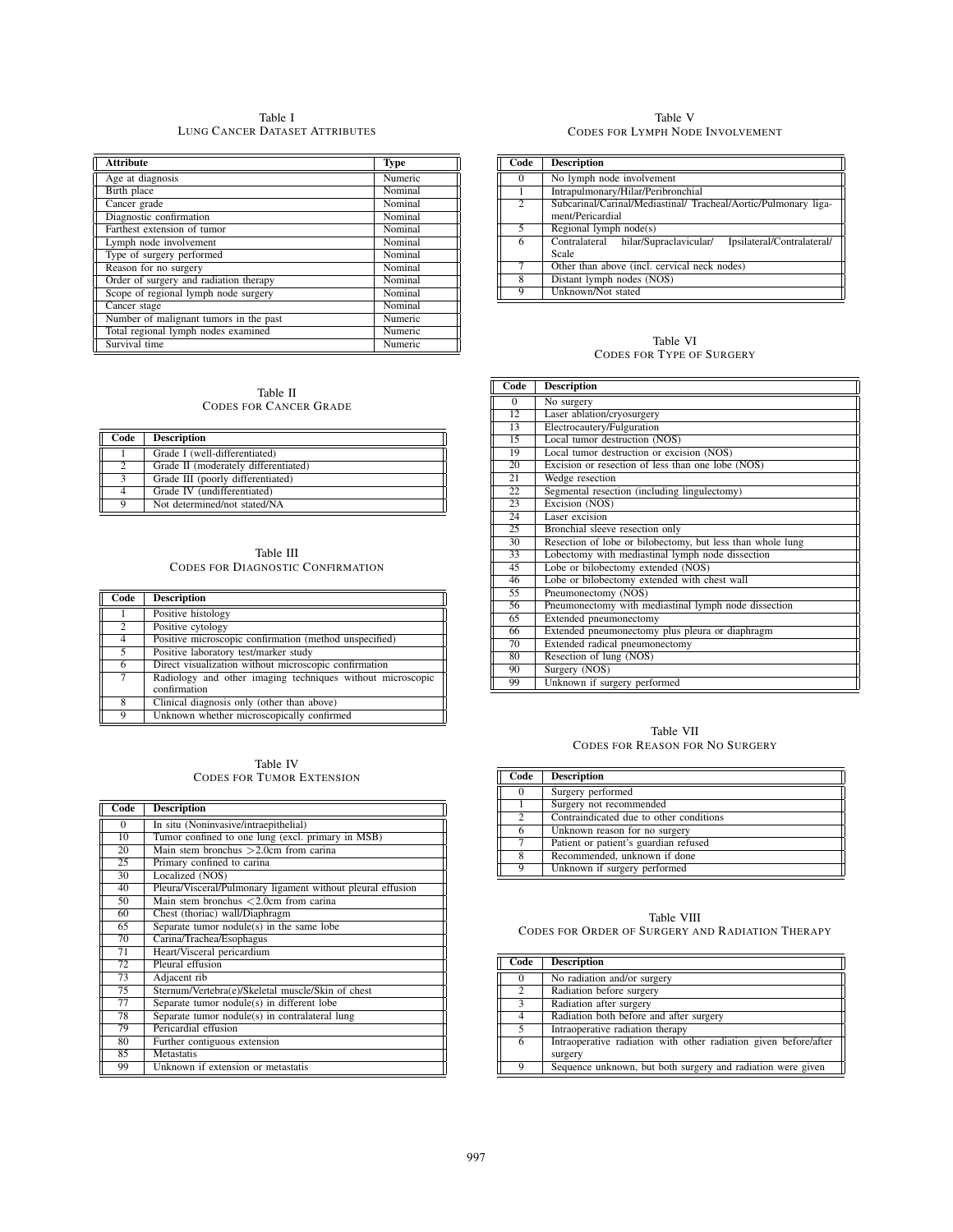Table I
LUNG CANCER DATASET ATTRIBUTES

| Attribute | Type |
|---|---|
| Age at diagnosis | Numeric |
| Birth place | Nominal |
| Cancer grade | Nominal |
| Diagnostic confirmation | Nominal |
| Farthest extension of tumor | Nominal |
| Lymph node involvement | Nominal |
| Type of surgery performed | Nominal |
| Reason for no surgery | Nominal |
| Order of surgery and radiation therapy | Nominal |
| Scope of regional lymph node surgery | Nominal |
| Cancer stage | Nominal |
| Number of malignant tumors in the past | Numeric |
| Total regional lymph nodes examined | Numeric |
| Survival time | Numeric |

Table II
CODES FOR CANCER GRADE

| Code | Description |
|---|---|
| 1 | Grade I (well-differentiated) |
| 2 | Grade II (moderately differentiated) |
| 3 | Grade III (poorly differentiated) |
| 4 | Grade IV (undifferentiated) |
| 9 | Not determined/not stated/NA |

Table III
CODES FOR DIAGNOSTIC CONFIRMATION

| Code | Description |
|---|---|
| 1 | Positive histology |
| 2 | Positive cytology |
| 4 | Positive microscopic confirmation (method unspecified) |
| 5 | Positive laboratory test/marker study |
| 6 | Direct visualization without microscopic confirmation |
| 7 | Radiology and other imaging techniques without microscopic confirmation |
| 8 | Clinical diagnosis only (other than above) |
| 9 | Unknown whether microscopically confirmed |

Table IV
CODES FOR TUMOR EXTENSION

| Code | Description |
|---|---|
| 0 | In situ (Noninvasive/intraepithelial) |
| 10 | Tumor confined to one lung (excl. primary in MSB) |
| 20 | Main stem bronchus >2.0cm from carina |
| 25 | Primary confined to carina |
| 30 | Localized (NOS) |
| 40 | Pleura/Visceral/Pulmonary ligament without pleural effusion |
| 50 | Main stem bronchus <2.0cm from carina |
| 60 | Chest (thoriac) wall/Diaphragm |
| 65 | Separate tumor nodule(s) in the same lobe |
| 70 | Carina/Trachea/Esophagus |
| 71 | Heart/Visceral pericardium |
| 72 | Pleural effusion |
| 73 | Adjacent rib |
| 75 | Sternum/Vertebra(e)/Skeletal muscle/Skin of chest |
| 77 | Separate tumor nodule(s) in different lobe |
| 78 | Separate tumor nodule(s) in contralateral lung |
| 79 | Pericardial effusion |
| 80 | Further contiguous extension |
| 85 | Metastatis |
| 99 | Unknown if extension or metastatis |

Table V
CODES FOR LYMPH NODE INVOLVEMENT

| Code | Description |
|---|---|
| 0 | No lymph node involvement |
| 1 | Intrapulmonary/Hilar/Peribronchial |
| 2 | Subcarinal/Carinal/Mediastinal/ Tracheal/Aortic/Pulmonary ligament/Pericardial |
| 5 | Regional lymph node(s) |
| 6 | Contralateral hilar/Supraclavicular/ Ipsilateral/Contralateral/ Scale |
| 7 | Other than above (incl. cervical neck nodes) |
| 8 | Distant lymph nodes (NOS) |
| 9 | Unknown/Not stated |

Table VI
CODES FOR TYPE OF SURGERY

| Code | Description |
|---|---|
| 0 | No surgery |
| 12 | Laser ablation/cryosurgery |
| 13 | Electrocautery/Fulguration |
| 15 | Local tumor destruction (NOS) |
| 19 | Local tumor destruction or excision (NOS) |
| 20 | Excision or resection of less than one lobe (NOS) |
| 21 | Wedge resection |
| 22 | Segmental resection (including lingulectomy) |
| 23 | Excision (NOS) |
| 24 | Laser excision |
| 25 | Bronchial sleeve resection only |
| 30 | Resection of lobe or bilobectomy, but less than whole lung |
| 33 | Lobectomy with mediastinal lymph node dissection |
| 45 | Lobe or bilobectomy extended (NOS) |
| 46 | Lobe or bilobectomy extended with chest wall |
| 55 | Pneumonectomy (NOS) |
| 56 | Pneumonectomy with mediastinal lymph node dissection |
| 65 | Extended pneumonectomy |
| 66 | Extended pneumonectomy plus pleura or diaphragm |
| 70 | Extended radical pneumonectomy |
| 80 | Resection of lung (NOS) |
| 90 | Surgery (NOS) |
| 99 | Unknown if surgery performed |

Table VII
CODES FOR REASON FOR NO SURGERY

| Code | Description |
|---|---|
| 0 | Surgery performed |
| 1 | Surgery not recommended |
| 2 | Contraindicated due to other conditions |
| 6 | Unknown reason for no surgery |
| 7 | Patient or patient's guardian refused |
| 8 | Recommended, unknown if done |
| 9 | Unknown if surgery performed |

Table VIII
CODES FOR ORDER OF SURGERY AND RADIATION THERAPY

| Code | Description |
|---|---|
| 0 | No radiation and/or surgery |
| 2 | Radiation before surgery |
| 3 | Radiation after surgery |
| 4 | Radiation both before and after surgery |
| 5 | Intraoperative radiation therapy |
| 6 | Intraoperative radiation with other radiation given before/after surgery |
| 9 | Sequence unknown, but both surgery and radiation were given |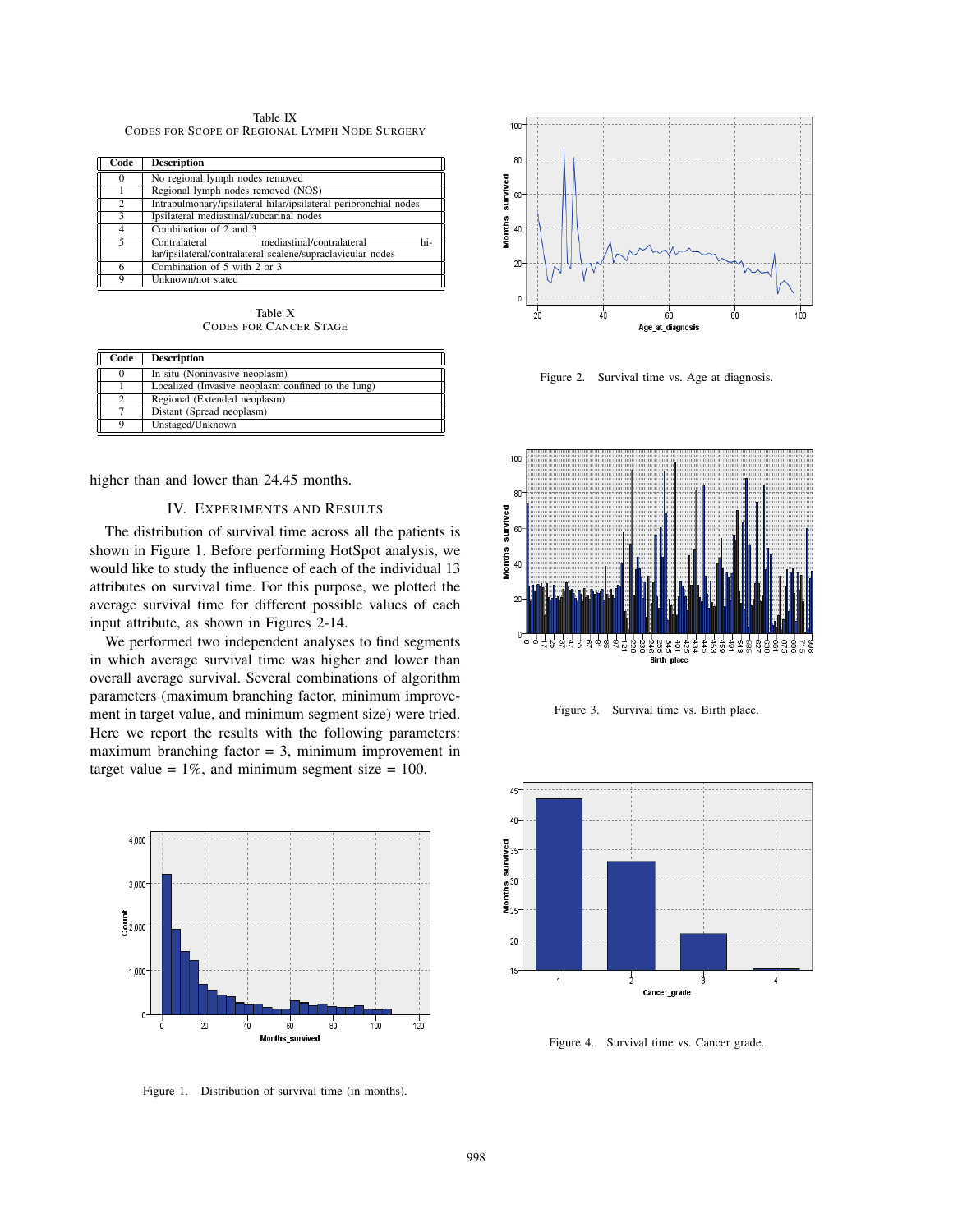Table IX
CODES FOR SCOPE OF REGIONAL LYMPH NODE SURGERY

| Code | Description |
|---|---|
| 0 | No regional lymph nodes removed |
| 1 | Regional lymph nodes removed (NOS) |
| 2 | Intrapulmonary/ipsilateral hilar/ipsilateral peribronchial nodes |
| 3 | Ipsilateral mediastinal/subcarinal nodes |
| 4 | Combination of 2 and 3 |
| 5 | Contralateral mediastinal/contralateral hilar/ipsilateral/contralateral scalene/supraclavicular nodes |
| 6 | Combination of 5 with 2 or 3 |
| 9 | Unknown/not stated |

Table X
CODES FOR CANCER STAGE

| Code | Description |
|---|---|
| 0 | In situ (Noninvasive neoplasm) |
| 1 | Localized (Invasive neoplasm confined to the lung) |
| 2 | Regional (Extended neoplasm) |
| 7 | Distant (Spread neoplasm) |
| 9 | Unstaged/Unknown |

higher than and lower than 24.45 months.

## IV. EXPERIMENTS AND RESULTS

The distribution of survival time across all the patients is shown in Figure 1. Before performing HotSpot analysis, we would like to study the influence of each of the individual 13 attributes on survival time. For this purpose, we plotted the average survival time for different possible values of each input attribute, as shown in Figures 2-14.

We performed two independent analyses to find segments in which average survival time was higher and lower than overall average survival. Several combinations of algorithm parameters (maximum branching factor, minimum improvement in target value, and minimum segment size) were tried. Here we report the results with the following parameters: maximum branching factor = 3, minimum improvement in target value = 1%, and minimum segment size = 100.

Figure 1. Distribution of survival time (in months).

Figure 2. Survival time vs. Age at diagnosis.

Figure 3. Survival time vs. Birth place.

Figure 4. Survival time vs. Cancer grade.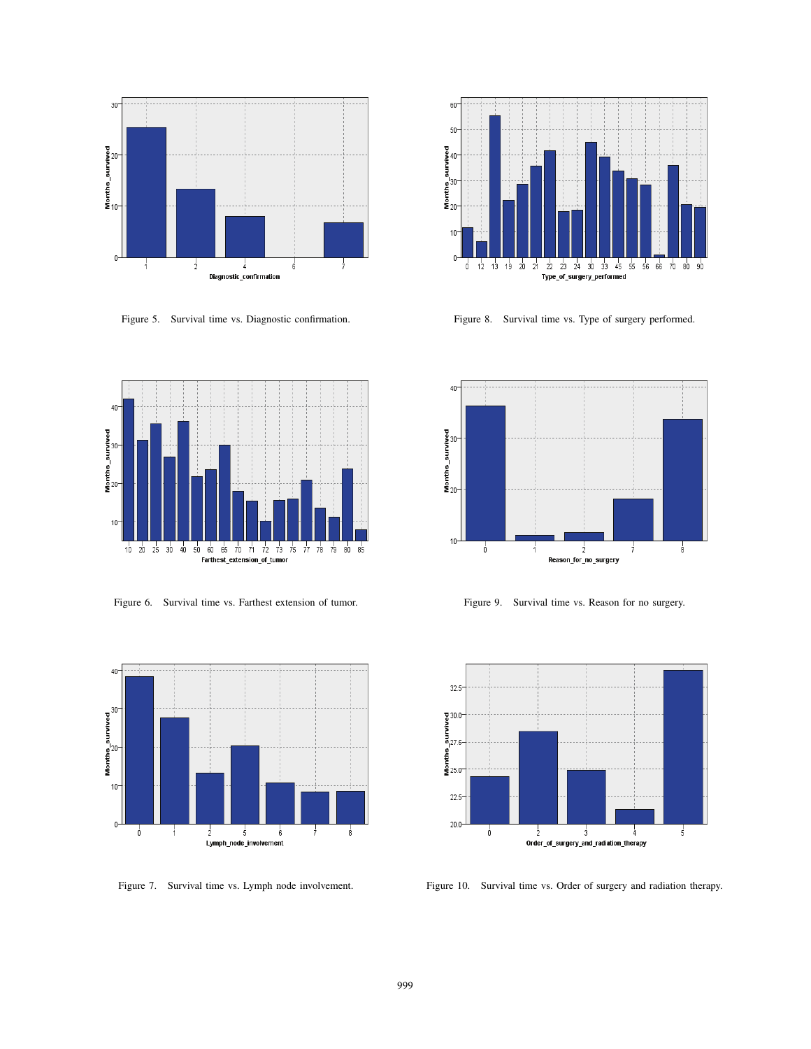Figure 5. Survival time vs. Diagnostic confirmation.

Figure 8. Survival time vs. Type of surgery performed.

Figure 6. Survival time vs. Farthest extension of tumor.

Figure 9. Survival time vs. Reason for no surgery.

Figure 7. Survival time vs. Lymph node involvement.

Figure 10. Survival time vs. Order of surgery and radiation therapy.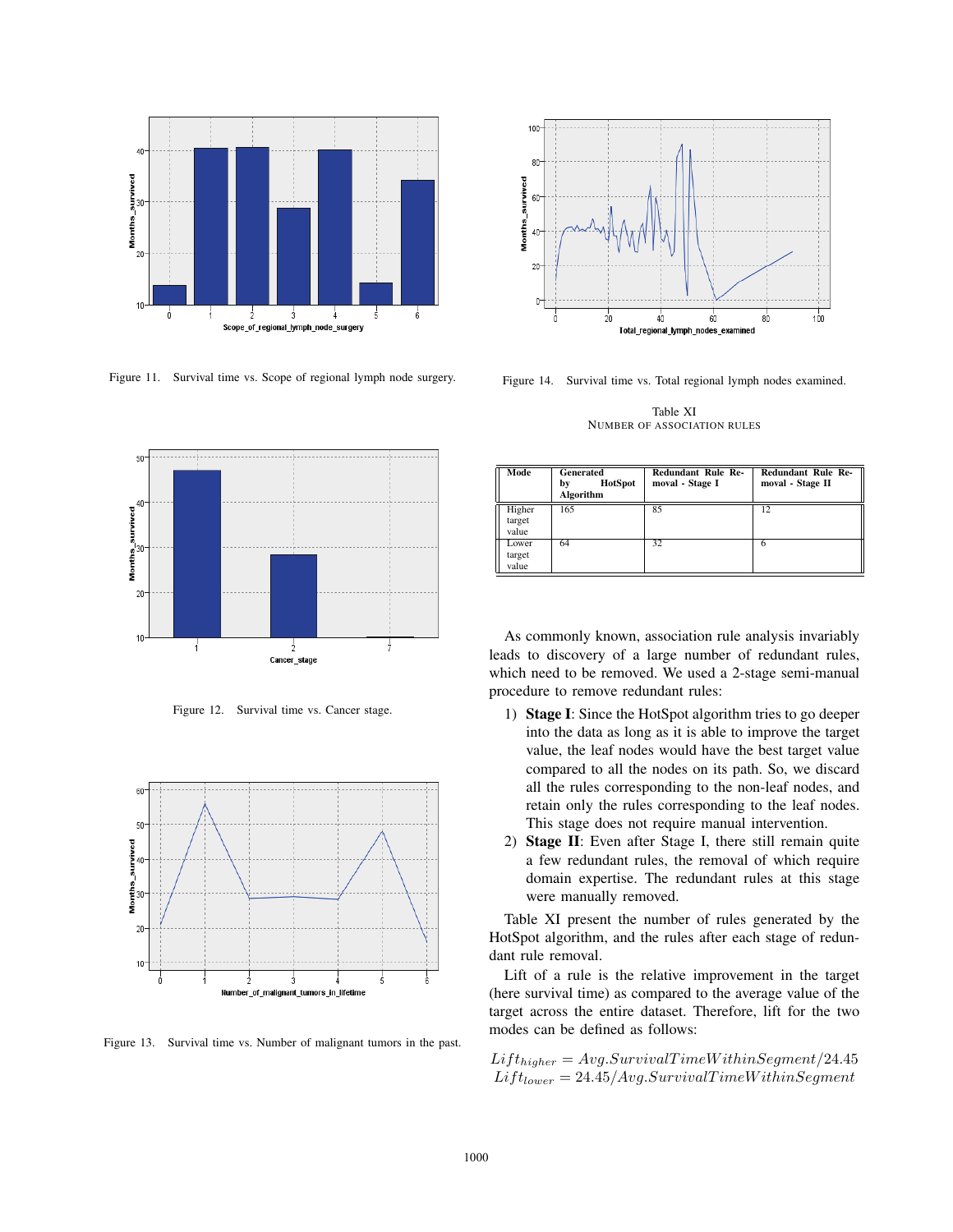Figure 11. Survival time vs. Scope of regional lymph node surgery.

Figure 12. Survival time vs. Cancer stage.

Figure 13. Survival time vs. Number of malignant tumors in the past.

Figure 14. Survival time vs. Total regional lymph nodes examined.

Table XI
NUMBER OF ASSOCIATION RULES

| Mode | Generated by HotSpot Algorithm | Redundant Rule Removal - Stage I | Redundant Rule Removal - Stage II |
|---|---|---|---|
| Higher target value | 165 | 85 | 12 |
| Lower target value | 64 | 32 | 6 |

As commonly known, association rule analysis invariably leads to discovery of a large number of redundant rules, which need to be removed. We used a 2-stage semi-manual procedure to remove redundant rules:

1) **Stage I**: Since the HotSpot algorithm tries to go deeper into the data as long as it is able to improve the target value, the leaf nodes would have the best target value compared to all the nodes on its path. So, we discard all the rules corresponding to the non-leaf nodes, and retain only the rules corresponding to the leaf nodes. This stage does not require manual intervention.
2) **Stage II**: Even after Stage I, there still remain quite a few redundant rules, the removal of which require domain expertise. The redundant rules at this stage were manually removed.

Table XI present the number of rules generated by the HotSpot algorithm, and the rules after each stage of redundant rule removal.

Lift of a rule is the relative improvement in the target (here survival time) as compared to the average value of the target across the entire dataset. Therefore, lift for the two modes can be defined as follows:

$$Lift_{higher} = Avg.SurvivalTimeWithinSegment/24.45$$
$$Lift_{lower} = 24.45/Avg.SurvivalTimeWithinSegment$$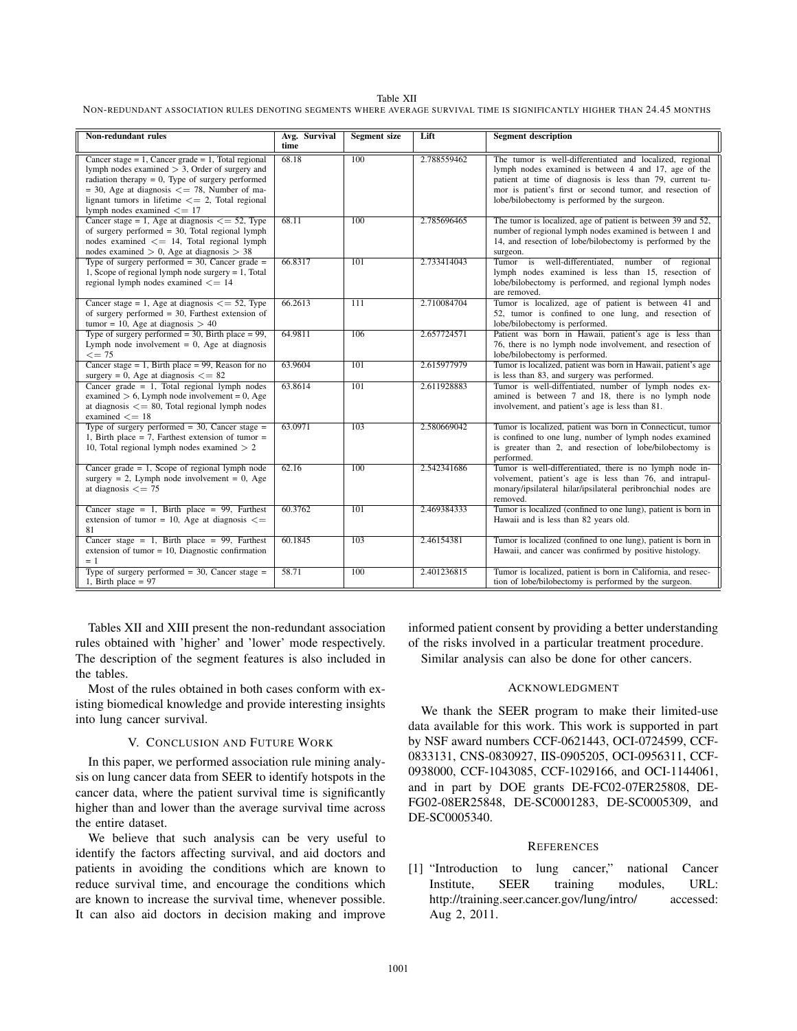Table XII

NON-REDUNDANT ASSOCIATION RULES DENOTING SEGMENTS WHERE AVERAGE SURVIVAL TIME IS SIGNIFICANTLY HIGHER THAN 24.45 MONTHS

| Non-redundant rules | Avg. Survival time | Segment size | Lift | Segment description |
|---|---|---|---|---|
| Cancer stage = 1, Cancer grade = 1, Total regional lymph nodes examined > 3, Order of surgery and radiation therapy = 0, Type of surgery performed = 30, Age at diagnosis <= 78, Number of malignant tumors in lifetime <= 2, Total regional lymph nodes examined <= 17 | 68.18 | 100 | 2.788559462 | The tumor is well-differentiated and localized, regional lymph nodes examined is between 4 and 17, age of the patient at time of diagnosis is less than 79, current tumor is patient's first or second tumor, and resection of lobe/bilobectomy is performed by the surgeon. |
| Cancer stage = 1, Age at diagnosis <= 52, Type of surgery performed = 30, Total regional lymph nodes examined <= 14, Total regional lymph nodes examined > 0, Age at diagnosis > 38 | 68.11 | 100 | 2.785696465 | The tumor is localized, age of patient is between 39 and 52, number of regional lymph nodes examined is between 1 and 14, and resection of lobe/bilobectomy is performed by the surgeon. |
| Type of surgery performed = 30, Cancer grade = 1, Scope of regional lymph node surgery = 1, Total regional lymph nodes examined <= 14 | 66.8317 | 101 | 2.733414043 | Tumor is well-differentiated, number of regional lymph nodes examined is less than 15, resection of lobe/bilobectomy is performed, and regional lymph nodes are removed. |
| Cancer stage = 1, Age at diagnosis <= 52, Type of surgery performed = 30, Farthest extension of tumor = 10, Age at diagnosis > 40 | 66.2613 | 111 | 2.710084704 | Tumor is localized, age of patient is between 41 and 52, tumor is confined to one lung, and resection of lobe/bilobectomy is performed. |
| Type of surgery performed = 30, Birth place = 99, Lymph node involvement = 0, Age at diagnosis <= 75 | 64.9811 | 106 | 2.657724571 | Patient was born in Hawaii, patient's age is less than 76, there is no lymph node involvement, and resection of lobe/bilobectomy is performed. |
| Cancer stage = 1, Birth place = 99, Reason for no surgery = 0, Age at diagnosis <= 82 | 63.9604 | 101 | 2.615977979 | Tumor is localized, patient was born in Hawaii, patient's age is less than 83, and surgery was performed. |
| Cancer grade = 1, Total regional lymph nodes examined > 6, Lymph node involvement = 0, Age at diagnosis <= 80, Total regional lymph nodes examined <= 18 | 63.8614 | 101 | 2.611928883 | Tumor is well-diffentiated, number of lymph nodes examined is between 7 and 18, there is no lymph node involvement, and patient's age is less than 81. |
| Type of surgery performed = 30, Cancer stage = 1, Birth place = 7, Farthest extension of tumor = 10, Total regional lymph nodes examined > 2 | 63.0971 | 103 | 2.580669042 | Tumor is localized, patient was born in Connecticut, tumor is confined to one lung, number of lymph nodes examined is greater than 2, and resection of lobe/bilobectomy is performed. |
| Cancer grade = 1, Scope of regional lymph node surgery = 2, Lymph node involvement = 0, Age at diagnosis <= 75 | 62.16 | 100 | 2.542341686 | Tumor is well-differentiated, there is no lymph node involvement, patient's age is less than 76, and intrapulmonary/ipsilateral hilar/ipsilateral peribronchial nodes are removed. |
| Cancer stage = 1, Birth place = 99, Farthest extension of tumor = 10, Age at diagnosis <= 81 | 60.3762 | 101 | 2.469384333 | Tumor is localized (confined to one lung), patient is born in Hawaii and is less than 82 years old. |
| Cancer stage = 1, Birth place = 99, Farthest extension of tumor = 10, Diagnostic confirmation = 1 | 60.1845 | 103 | 2.46154381 | Tumor is localized (confined to one lung), patient is born in Hawaii, and cancer was confirmed by positive histology. |
| Type of surgery performed = 30, Cancer stage = 1, Birth place = 97 | 58.71 | 100 | 2.401236815 | Tumor is localized, patient is born in California, and resection of lobe/bilobectomy is performed by the surgeon. |

Tables XII and XIII present the non-redundant association rules obtained with 'higher' and 'lower' mode respectively. The description of the segment features is also included in the tables.

Most of the rules obtained in both cases conform with existing biomedical knowledge and provide interesting insights into lung cancer survival.

## V. Conclusion and Future Work

In this paper, we performed association rule mining analysis on lung cancer data from SEER to identify hotspots in the cancer data, where the patient survival time is significantly higher than and lower than the average survival time across the entire dataset.

We believe that such analysis can be very useful to identify the factors affecting survival, and aid doctors and patients in avoiding the conditions which are known to reduce survival time, and encourage the conditions which are known to increase the survival time, whenever possible. It can also aid doctors in decision making and improve informed patient consent by providing a better understanding of the risks involved in a particular treatment procedure.

Similar analysis can also be done for other cancers.

## Acknowledgment

We thank the SEER program to make their limited-use data available for this work. This work is supported in part by NSF award numbers CCF-0621443, OCI-0724599, CCF-0833131, CNS-0830927, IIS-0905205, OCI-0956311, CCF-0938000, CCF-1043085, CCF-1029166, and OCI-1144061, and in part by DOE grants DE-FC02-07ER25808, DE-FG02-08ER25848, DE-SC0001283, DE-SC0005309, and DE-SC0005340.

## References

[1] "Introduction to lung cancer," national Cancer Institute, SEER training modules, URL: http://training.seer.cancer.gov/lung/intro/ accessed: Aug 2, 2011.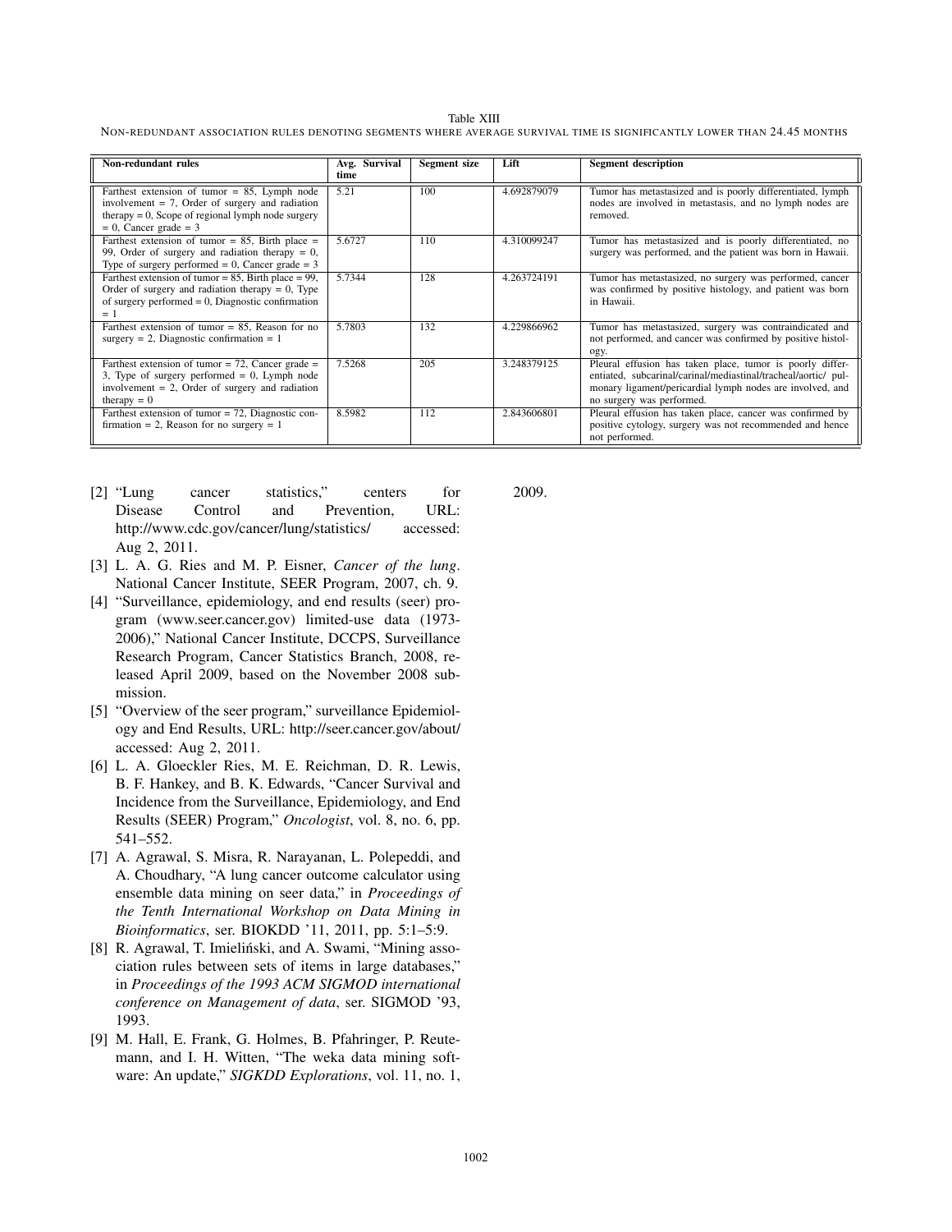Table XIII
NON-REDUNDANT ASSOCIATION RULES DENOTING SEGMENTS WHERE AVERAGE SURVIVAL TIME IS SIGNIFICANTLY LOWER THAN 24.45 MONTHS

| Non-redundant rules | Avg. Survival time | Segment size | Lift | Segment description |
|---|---|---|---|---|
| Farthest extension of tumor = 85, Lymph node involvement = 7, Order of surgery and radiation therapy = 0, Scope of regional lymph node surgery = 0, Cancer grade = 3 | 5.21 | 100 | 4.692879079 | Tumor has metastasized and is poorly differentiated, lymph nodes are involved in metastasis, and no lymph nodes are removed. |
| Farthest extension of tumor = 85, Birth place = 99, Order of surgery and radiation therapy = 0, Type of surgery performed = 0, Cancer grade = 3 | 5.6727 | 110 | 4.310099247 | Tumor has metastasized and is poorly differentiated, no surgery was performed, and the patient was born in Hawaii. |
| Farthest extension of tumor = 85, Birth place = 99, Order of surgery and radiation therapy = 0, Type of surgery performed = 0, Diagnostic confirmation = 1 | 5.7344 | 128 | 4.263724191 | Tumor has metastasized, no surgery was performed, cancer was confirmed by positive histology, and patient was born in Hawaii. |
| Farthest extension of tumor = 85, Reason for no surgery = 2, Diagnostic confirmation = 1 | 5.7803 | 132 | 4.229866962 | Tumor has metastasized, surgery was contraindicated and not performed, and cancer was confirmed by positive histology. |
| Farthest extension of tumor = 72, Cancer grade = 3, Type of surgery performed = 0, Lymph node involvement = 2, Order of surgery and radiation therapy = 0 | 7.5268 | 205 | 3.248379125 | Pleural effusion has taken place, tumor is poorly differentiated, subcarinal/carinal/mediastinal/tracheal/aortic/ pulmonary ligament/pericardial lymph nodes are involved, and no surgery was performed. |
| Farthest extension of tumor = 72, Diagnostic confirmation = 2, Reason for no surgery = 1 | 8.5982 | 112 | 2.843606801 | Pleural effusion has taken place, cancer was confirmed by positive cytology, surgery was not recommended and hence not performed. |

[2] "Lung cancer statistics," centers for Disease Control and Prevention, URL: http://www.cdc.gov/cancer/lung/statistics/ accessed: Aug 2, 2011.

[3] L. A. G. Ries and M. P. Eisner, *Cancer of the lung*. National Cancer Institute, SEER Program, 2007, ch. 9.

[4] "Surveillance, epidemiology, and end results (seer) program (www.seer.cancer.gov) limited-use data (1973-2006)," National Cancer Institute, DCCPS, Surveillance Research Program, Cancer Statistics Branch, 2008, released April 2009, based on the November 2008 submission.

[5] "Overview of the seer program," surveillance Epidemiology and End Results, URL: http://seer.cancer.gov/about/ accessed: Aug 2, 2011.

[6] L. A. Gloeckler Ries, M. E. Reichman, D. R. Lewis, B. F. Hankey, and B. K. Edwards, "Cancer Survival and Incidence from the Surveillance, Epidemiology, and End Results (SEER) Program," *Oncologist*, vol. 8, no. 6, pp. 541–552.

[7] A. Agrawal, S. Misra, R. Narayanan, L. Polepeddi, and A. Choudhary, "A lung cancer outcome calculator using ensemble data mining on seer data," in *Proceedings of the Tenth International Workshop on Data Mining in Bioinformatics*, ser. BIOKDD '11, 2011, pp. 5:1–5:9.

[8] R. Agrawal, T. Imieliński, and A. Swami, "Mining association rules between sets of items in large databases," in *Proceedings of the 1993 ACM SIGMOD international conference on Management of data*, ser. SIGMOD '93, 1993.

[9] M. Hall, E. Frank, G. Holmes, B. Pfahringer, P. Reutemann, and I. H. Witten, "The weka data mining software: An update," *SIGKDD Explorations*, vol. 11, no. 1, 2009.